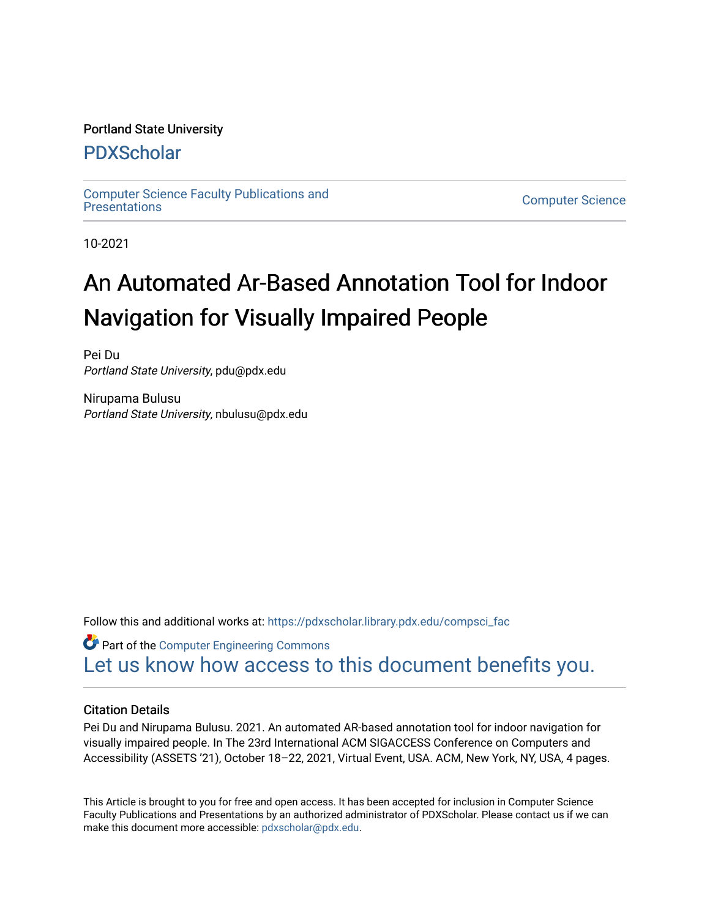Portland State University

## PDXScholar

Computer Science Faculty Publications and Presentations

Computer Science

10-2021

# An Automated Ar-Based Annotation Tool for Indoor Navigation for Visually Impaired People

Pei Du
*Portland State University*, pdu@pdx.edu

Nirupama Bulusu
*Portland State University*, nbulusu@pdx.edu

Follow this and additional works at: https://pdxscholar.library.pdx.edu/compsci_fac

Part of the Computer Engineering Commons

Let us know how access to this document benefits you.

### Citation Details

Pei Du and Nirupama Bulusu. 2021. An automated AR-based annotation tool for indoor navigation for visually impaired people. In The 23rd International ACM SIGACCESS Conference on Computers and Accessibility (ASSETS '21), October 18–22, 2021, Virtual Event, USA. ACM, New York, NY, USA, 4 pages.

This Article is brought to you for free and open access. It has been accepted for inclusion in Computer Science Faculty Publications and Presentations by an authorized administrator of PDXScholar. Please contact us if we can make this document more accessible: pdxscholar@pdx.edu.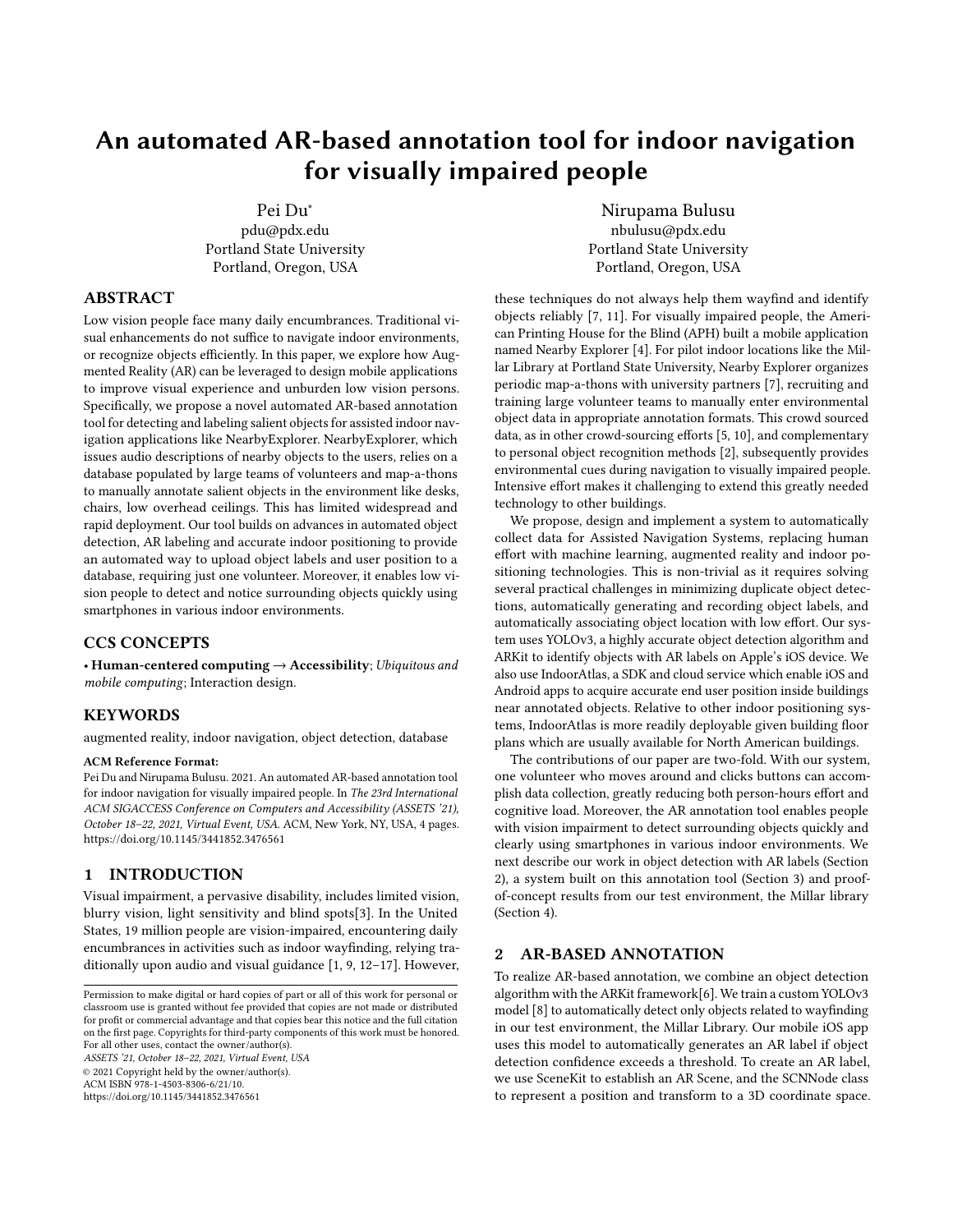# An automated AR-based annotation tool for indoor navigation for visually impaired people

Pei Du*
pdu@pdx.edu
Portland State University
Portland, Oregon, USA

Nirupama Bulusu
nbulusu@pdx.edu
Portland State University
Portland, Oregon, USA

## ABSTRACT

Low vision people face many daily encumbrances. Traditional visual enhancements do not suffice to navigate indoor environments, or recognize objects efficiently. In this paper, we explore how Augmented Reality (AR) can be leveraged to design mobile applications to improve visual experience and unburden low vision persons. Specifically, we propose a novel automated AR-based annotation tool for detecting and labeling salient objects for assisted indoor navigation applications like NearbyExplorer. NearbyExplorer, which issues audio descriptions of nearby objects to the users, relies on a database populated by large teams of volunteers and map-a-thons to manually annotate salient objects in the environment like desks, chairs, low overhead ceilings. This has limited widespread and rapid deployment. Our tool builds on advances in automated object detection, AR labeling and accurate indoor positioning to provide an automated way to upload object labels and user position to a database, requiring just one volunteer. Moreover, it enables low vision people to detect and notice surrounding objects quickly using smartphones in various indoor environments.

## CCS CONCEPTS

• **Human-centered computing → Accessibility**; *Ubiquitous and mobile computing*; Interaction design.

## KEYWORDS

augmented reality, indoor navigation, object detection, database

**ACM Reference Format:**
Pei Du and Nirupama Bulusu. 2021. An automated AR-based annotation tool for indoor navigation for visually impaired people. In *The 23rd International ACM SIGACCESS Conference on Computers and Accessibility (ASSETS '21), October 18–22, 2021, Virtual Event, USA.* ACM, New York, NY, USA, 4 pages. https://doi.org/10.1145/3441852.3476561

## 1 INTRODUCTION

Visual impairment, a pervasive disability, includes limited vision, blurry vision, light sensitivity and blind spots[3]. In the United States, 19 million people are vision-impaired, encountering daily encumbrances in activities such as indoor wayfinding, relying traditionally upon audio and visual guidance [1, 9, 12–17]. However, these techniques do not always help them wayfind and identify objects reliably [7, 11]. For visually impaired people, the American Printing House for the Blind (APH) built a mobile application named Nearby Explorer [4]. For pilot indoor locations like the Millar Library at Portland State University, Nearby Explorer organizes periodic map-a-thons with university partners [7], recruiting and training large volunteer teams to manually enter environmental object data in appropriate annotation formats. This crowd sourced data, as in other crowd-sourcing efforts [5, 10], and complementary to personal object recognition methods [2], subsequently provides environmental cues during navigation to visually impaired people. Intensive effort makes it challenging to extend this greatly needed technology to other buildings.

We propose, design and implement a system to automatically collect data for Assisted Navigation Systems, replacing human effort with machine learning, augmented reality and indoor positioning technologies. This is non-trivial as it requires solving several practical challenges in minimizing duplicate object detections, automatically generating and recording object labels, and automatically associating object location with low effort. Our system uses YOLOv3, a highly accurate object detection algorithm and ARKit to identify objects with AR labels on Apple's iOS device. We also use IndoorAtlas, a SDK and cloud service which enable iOS and Android apps to acquire accurate end user position inside buildings near annotated objects. Relative to other indoor positioning systems, IndoorAtlas is more readily deployable given building floor plans which are usually available for North American buildings.

The contributions of our paper are two-fold. With our system, one volunteer who moves around and clicks buttons can accomplish data collection, greatly reducing both person-hours effort and cognitive load. Moreover, the AR annotation tool enables people with vision impairment to detect surrounding objects quickly and clearly using smartphones in various indoor environments. We next describe our work in object detection with AR labels (Section 2), a system built on this annotation tool (Section 3) and proof-of-concept results from our test environment, the Millar library (Section 4).

## 2 AR-BASED ANNOTATION

To realize AR-based annotation, we combine an object detection algorithm with the ARKit framework[6]. We train a custom YOLOv3 model [8] to automatically detect only objects related to wayfinding in our test environment, the Millar Library. Our mobile iOS app uses this model to automatically generates an AR label if object detection confidence exceeds a threshold. To create an AR label, we use SceneKit to establish an AR Scene, and the SCNNode class to represent a position and transform to a 3D coordinate space.

Permission to make digital or hard copies of part or all of this work for personal or classroom use is granted without fee provided that copies are not made or distributed for profit or commercial advantage and that copies bear this notice and the full citation on the first page. Copyrights for third-party components of this work must be honored. For all other uses, contact the owner/author(s).
*ASSETS '21, October 18–22, 2021, Virtual Event, USA*
© 2021 Copyright held by the owner/author(s).
ACM ISBN 978-1-4503-8306-6/21/10.
https://doi.org/10.1145/3441852.3476561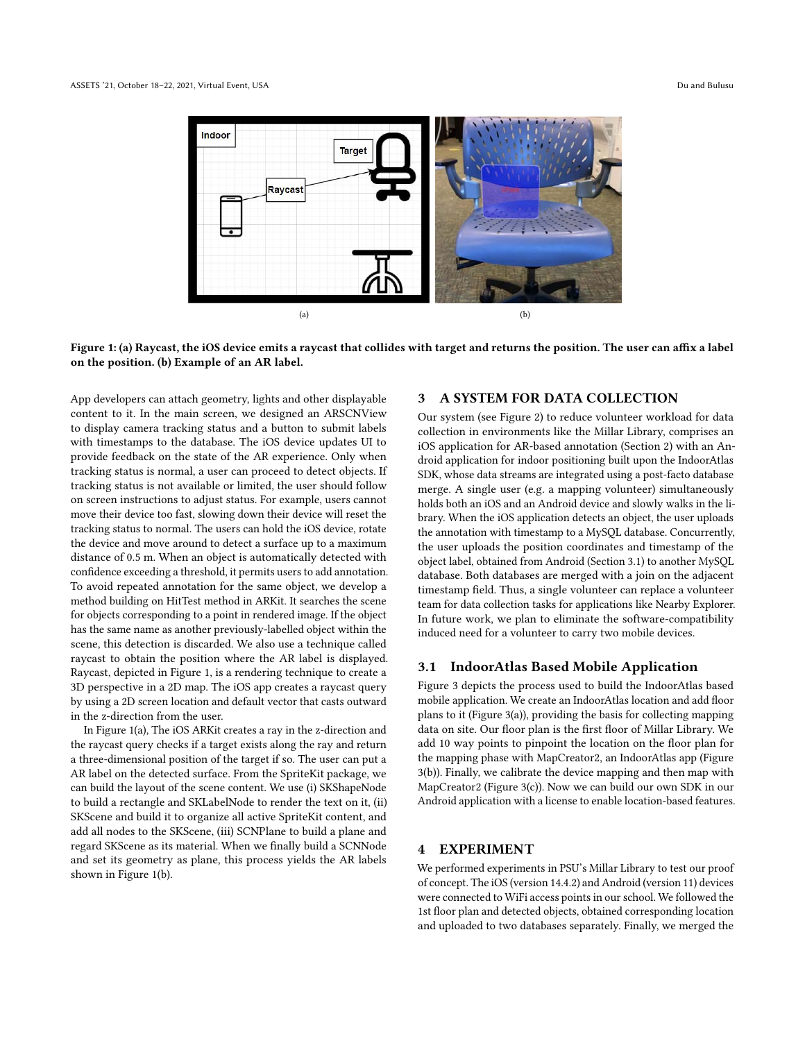Figure 1: (a) Raycast, the iOS device emits a raycast that collides with target and returns the position. The user can affix a label on the position. (b) Example of an AR label.

App developers can attach geometry, lights and other displayable content to it. In the main screen, we designed an ARSCNView to display camera tracking status and a button to submit labels with timestamps to the database. The iOS device updates UI to provide feedback on the state of the AR experience. Only when tracking status is normal, a user can proceed to detect objects. If tracking status is not available or limited, the user should follow on screen instructions to adjust status. For example, users cannot move their device too fast, slowing down their device will reset the tracking status to normal. The users can hold the iOS device, rotate the device and move around to detect a surface up to a maximum distance of 0.5 m. When an object is automatically detected with confidence exceeding a threshold, it permits users to add annotation. To avoid repeated annotation for the same object, we develop a method building on HitTest method in ARKit. It searches the scene for objects corresponding to a point in rendered image. If the object has the same name as another previously-labelled object within the scene, this detection is discarded. We also use a technique called raycast to obtain the position where the AR label is displayed. Raycast, depicted in Figure 1, is a rendering technique to create a 3D perspective in a 2D map. The iOS app creates a raycast query by using a 2D screen location and default vector that casts outward in the z-direction from the user.

In Figure 1(a), The iOS ARKit creates a ray in the z-direction and the raycast query checks if a target exists along the ray and return a three-dimensional position of the target if so. The user can put a AR label on the detected surface. From the SpriteKit package, we can build the layout of the scene content. We use (i) SKShapeNode to build a rectangle and SKLabelNode to render the text on it, (ii) SKScene and build it to organize all active SpriteKit content, and add all nodes to the SKScene, (iii) SCNPlane to build a plane and regard SKScene as its material. When we finally build a SCNNode and set its geometry as plane, this process yields the AR labels shown in Figure 1(b).

## 3 A SYSTEM FOR DATA COLLECTION

Our system (see Figure 2) to reduce volunteer workload for data collection in environments like the Millar Library, comprises an iOS application for AR-based annotation (Section 2) with an Android application for indoor positioning built upon the IndoorAtlas SDK, whose data streams are integrated using a post-facto database merge. A single user (e.g. a mapping volunteer) simultaneously holds both an iOS and an Android device and slowly walks in the library. When the iOS application detects an object, the user uploads the annotation with timestamp to a MySQL database. Concurrently, the user uploads the position coordinates and timestamp of the object label, obtained from Android (Section 3.1) to another MySQL database. Both databases are merged with a join on the adjacent timestamp field. Thus, a single volunteer can replace a volunteer team for data collection tasks for applications like Nearby Explorer. In future work, we plan to eliminate the software-compatibility induced need for a volunteer to carry two mobile devices.

### 3.1 IndoorAtlas Based Mobile Application

Figure 3 depicts the process used to build the IndoorAtlas based mobile application. We create an IndoorAtlas location and add floor plans to it (Figure 3(a)), providing the basis for collecting mapping data on site. Our floor plan is the first floor of Millar Library. We add 10 way points to pinpoint the location on the floor plan for the mapping phase with MapCreator2, an IndoorAtlas app (Figure 3(b)). Finally, we calibrate the device mapping and then map with MapCreator2 (Figure 3(c)). Now we can build our own SDK in our Android application with a license to enable location-based features.

## 4 EXPERIMENT

We performed experiments in PSU's Millar Library to test our proof of concept. The iOS (version 14.4.2) and Android (version 11) devices were connected to WiFi access points in our school. We followed the 1st floor plan and detected objects, obtained corresponding location and uploaded to two databases separately. Finally, we merged the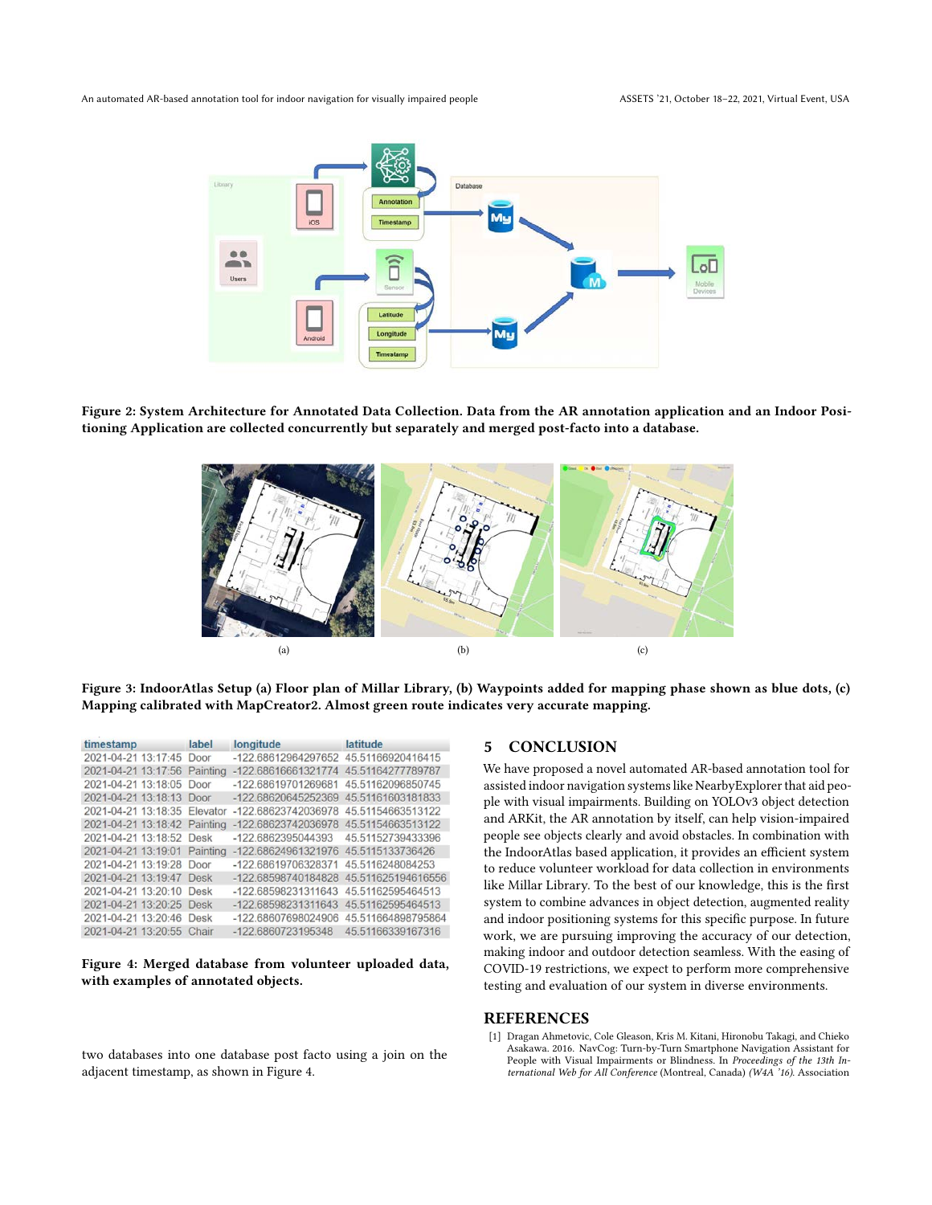Figure 2: System Architecture for Annotated Data Collection. Data from the AR annotation application and an Indoor Positioning Application are collected concurrently but separately and merged post-facto into a database.

Figure 3: IndoorAtlas Setup (a) Floor plan of Millar Library, (b) Waypoints added for mapping phase shown as blue dots, (c) Mapping calibrated with MapCreator2. Almost green route indicates very accurate mapping.

| timestamp | label | longitude | latitude |
|---|---|---|---|
| 2021-04-21 13:17:45 | Door | -122.68612964297652 | 45.51166920416415 |
| 2021-04-21 13:17:56 | Painting | -122.68616661321774 | 45.51164277789787 |
| 2021-04-21 13:18:05 | Door | -122.68619701269681 | 45.51162096850745 |
| 2021-04-21 13:18:13 | Door | -122.68620645252369 | 45.51161603181833 |
| 2021-04-21 13:18:35 | Elevator | -122.68623742036978 | 45.51154663513122 |
| 2021-04-21 13:18:42 | Painting | -122.68623742036978 | 45.51154663513122 |
| 2021-04-21 13:18:52 | Desk | -122.6862395044393 | 45.51152739433396 |
| 2021-04-21 13:19:01 | Painting | -122.68624961321976 | 45.5115133736426 |
| 2021-04-21 13:19:28 | Door | -122.68619706328371 | 45.5116248084253 |
| 2021-04-21 13:19:47 | Desk | -122.68598740184828 | 45.511625194616556 |
| 2021-04-21 13:20:10 | Desk | -122.68598231311643 | 45.51162595464513 |
| 2021-04-21 13:20:25 | Desk | -122.68598231311643 | 45.51162595464513 |
| 2021-04-21 13:20:46 | Desk | -122.68607698024906 | 45.511664898795864 |
| 2021-04-21 13:20:55 | Chair | -122.6860723195348 | 45.51166339167316 |

Figure 4: Merged database from volunteer uploaded data, with examples of annotated objects.

two databases into one database post facto using a join on the adjacent timestamp, as shown in Figure 4.

## 5 CONCLUSION

We have proposed a novel automated AR-based annotation tool for assisted indoor navigation systems like NearbyExplorer that aid people with visual impairments. Building on YOLOv3 object detection and ARKit, the AR annotation by itself, can help vision-impaired people see objects clearly and avoid obstacles. In combination with the IndoorAtlas based application, it provides an efficient system to reduce volunteer workload for data collection in environments like Millar Library. To the best of our knowledge, this is the first system to combine advances in object detection, augmented reality and indoor positioning systems for this specific purpose. In future work, we are pursuing improving the accuracy of our detection, making indoor and outdoor detection seamless. With the easing of COVID-19 restrictions, we expect to perform more comprehensive testing and evaluation of our system in diverse environments.

## REFERENCES

[1] Dragan Ahmetovic, Cole Gleason, Kris M. Kitani, Hironobu Takagi, and Chieko Asakawa. 2016. NavCog: Turn-by-Turn Smartphone Navigation Assistant for People with Visual Impairments or Blindness. In *Proceedings of the 13th International Web for All Conference* (Montreal, Canada) *(W4A '16)*. Association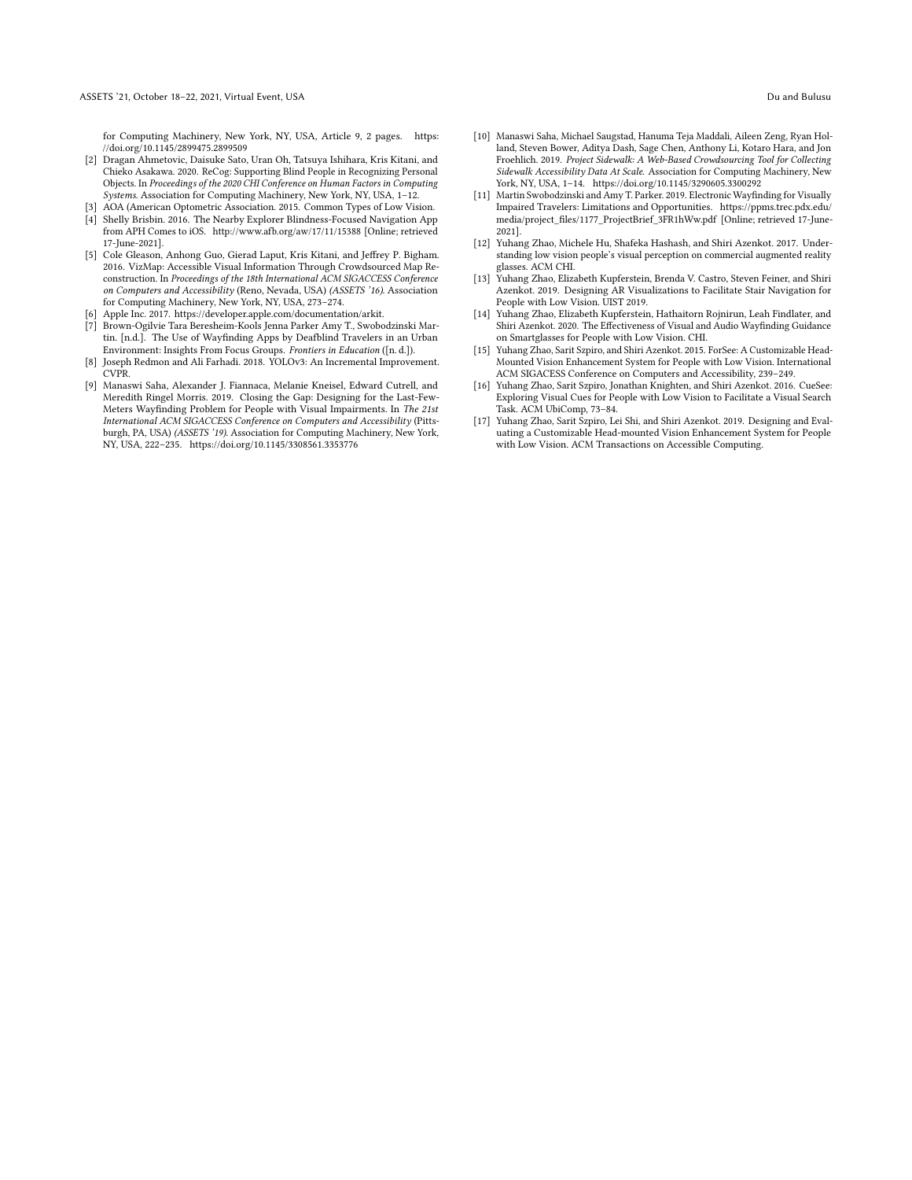for Computing Machinery, New York, NY, USA, Article 9, 2 pages. https://doi.org/10.1145/2899475.2899509

[2] Dragan Ahmetovic, Daisuke Sato, Uran Oh, Tatsuya Ishihara, Kris Kitani, and Chieko Asakawa. 2020. ReCog: Supporting Blind People in Recognizing Personal Objects. In *Proceedings of the 2020 CHI Conference on Human Factors in Computing Systems*. Association for Computing Machinery, New York, NY, USA, 1–12.

[3] AOA (American Optometric Association. 2015. Common Types of Low Vision.

[4] Shelly Brisbin. 2016. The Nearby Explorer Blindness-Focused Navigation App from APH Comes to iOS. http://www.afb.org/aw/17/11/15388 [Online; retrieved 17-June-2021].

[5] Cole Gleason, Anhong Guo, Gierad Laput, Kris Kitani, and Jeffrey P. Bigham. 2016. VizMap: Accessible Visual Information Through Crowdsourced Map Reconstruction. In *Proceedings of the 18th International ACM SIGACCESS Conference on Computers and Accessibility* (Reno, Nevada, USA) *(ASSETS '16)*. Association for Computing Machinery, New York, NY, USA, 273–274.

[6] Apple Inc. 2017. https://developer.apple.com/documentation/arkit.

[7] Brown-Ogilvie Tara Beresheim-Kools Jenna Parker Amy T., Swobodzinski Martin. [n.d.]. The Use of Wayfinding Apps by Deafblind Travelers in an Urban Environment: Insights From Focus Groups. *Frontiers in Education* ([n. d.]).

[8] Joseph Redmon and Ali Farhadi. 2018. YOLOv3: An Incremental Improvement. CVPR.

[9] Manaswi Saha, Alexander J. Fiannaca, Melanie Kneisel, Edward Cutrell, and Meredith Ringel Morris. 2019. Closing the Gap: Designing for the Last-Few-Meters Wayfinding Problem for People with Visual Impairments. In *The 21st International ACM SIGACCESS Conference on Computers and Accessibility* (Pittsburgh, PA, USA) *(ASSETS '19)*. Association for Computing Machinery, New York, NY, USA, 222–235. https://doi.org/10.1145/3308561.3353776

[10] Manaswi Saha, Michael Saugstad, Hanuma Teja Maddali, Aileen Zeng, Ryan Holland, Steven Bower, Aditya Dash, Sage Chen, Anthony Li, Kotaro Hara, and Jon Froehlich. 2019. *Project Sidewalk: A Web-Based Crowdsourcing Tool for Collecting Sidewalk Accessibility Data At Scale*. Association for Computing Machinery, New York, NY, USA, 1–14. https://doi.org/10.1145/3290605.3300292

[11] Martin Swobodzinski and Amy T. Parker. 2019. Electronic Wayfinding for Visually Impaired Travelers: Limitations and Opportunities. https://ppms.trec.pdx.edu/media/project_files/1177_ProjectBrief_3FR1hWw.pdf [Online; retrieved 17-June-2021].

[12] Yuhang Zhao, Michele Hu, Shafeka Hashash, and Shiri Azenkot. 2017. Understanding low vision people's visual perception on commercial augmented reality glasses. ACM CHI.

[13] Yuhang Zhao, Elizabeth Kupferstein, Brenda V. Castro, Steven Feiner, and Shiri Azenkot. 2019. Designing AR Visualizations to Facilitate Stair Navigation for People with Low Vision. UIST 2019.

[14] Yuhang Zhao, Elizabeth Kupferstein, Hathaitorn Rojnirun, Leah Findlater, and Shiri Azenkot. 2020. The Effectiveness of Visual and Audio Wayfinding Guidance on Smartglasses for People with Low Vision. CHI.

[15] Yuhang Zhao, Sarit Szpiro, and Shiri Azenkot. 2015. ForSee: A Customizable Head-Mounted Vision Enhancement System for People with Low Vision. International ACM SIGACESS Conference on Computers and Accessibility, 239–249.

[16] Yuhang Zhao, Sarit Szpiro, Jonathan Knighten, and Shiri Azenkot. 2016. CueSee: Exploring Visual Cues for People with Low Vision to Facilitate a Visual Search Task. ACM UbiComp, 73–84.

[17] Yuhang Zhao, Sarit Szpiro, Lei Shi, and Shiri Azenkot. 2019. Designing and Evaluating a Customizable Head-mounted Vision Enhancement System for People with Low Vision. ACM Transactions on Accessible Computing.